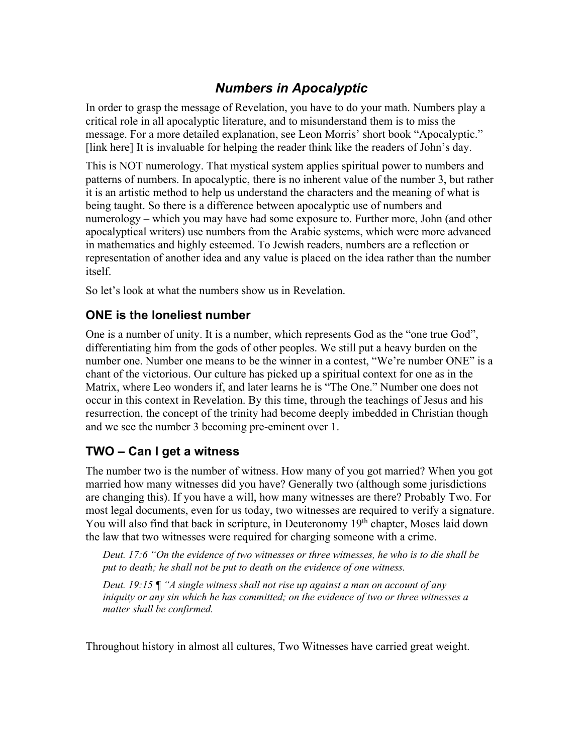# *Numbers in Apocalyptic*

In order to grasp the message of Revelation, you have to do your math. Numbers play a critical role in all apocalyptic literature, and to misunderstand them is to miss the message. For a more detailed explanation, see Leon Morris' short book "Apocalyptic." [link here] It is invaluable for helping the reader think like the readers of John's day.

This is NOT numerology. That mystical system applies spiritual power to numbers and patterns of numbers. In apocalyptic, there is no inherent value of the number 3, but rather it is an artistic method to help us understand the characters and the meaning of what is being taught. So there is a difference between apocalyptic use of numbers and numerology – which you may have had some exposure to. Further more, John (and other apocalyptical writers) use numbers from the Arabic systems, which were more advanced in mathematics and highly esteemed. To Jewish readers, numbers are a reflection or representation of another idea and any value is placed on the idea rather than the number itself.

So let's look at what the numbers show us in Revelation.

## ONE is the loneliest number

One is a number of unity. It is a number, which represents God as the "one true God", differentiating him from the gods of other peoples. We still put a heavy burden on the number one. Number one means to be the winner in a contest, "We're number ONE" is a chant of the victorious. Our culture has picked up a spiritual context for one as in the Matrix, where Leo wonders if, and later learns he is "The One." Number one does not occur in this context in Revelation. By this time, through the teachings of Jesus and his resurrection, the concept of the trinity had become deeply imbedded in Christian though and we see the number 3 becoming pre-eminent over 1.

## TWO – Can I get a witness

The number two is the number of witness. How many of you got married? When you got married how many witnesses did you have? Generally two (although some jurisdictions are changing this). If you have a will, how many witnesses are there? Probably Two. For most legal documents, even for us today, two witnesses are required to verify a signature. You will also find that back in scripture, in Deuteronomy 19th chapter, Moses laid down the law that two witnesses were required for charging someone with a crime.

> *Deut. 17:6 "On the evidence of two witnesses or three witnesses, he who is to die shall be put to death; he shall not be put to death on the evidence of one witness.*
>
> *Deut. 19:15 ¶ "A single witness shall not rise up against a man on account of any iniquity or any sin which he has committed; on the evidence of two or three witnesses a matter shall be confirmed.*

Throughout history in almost all cultures, Two Witnesses have carried great weight.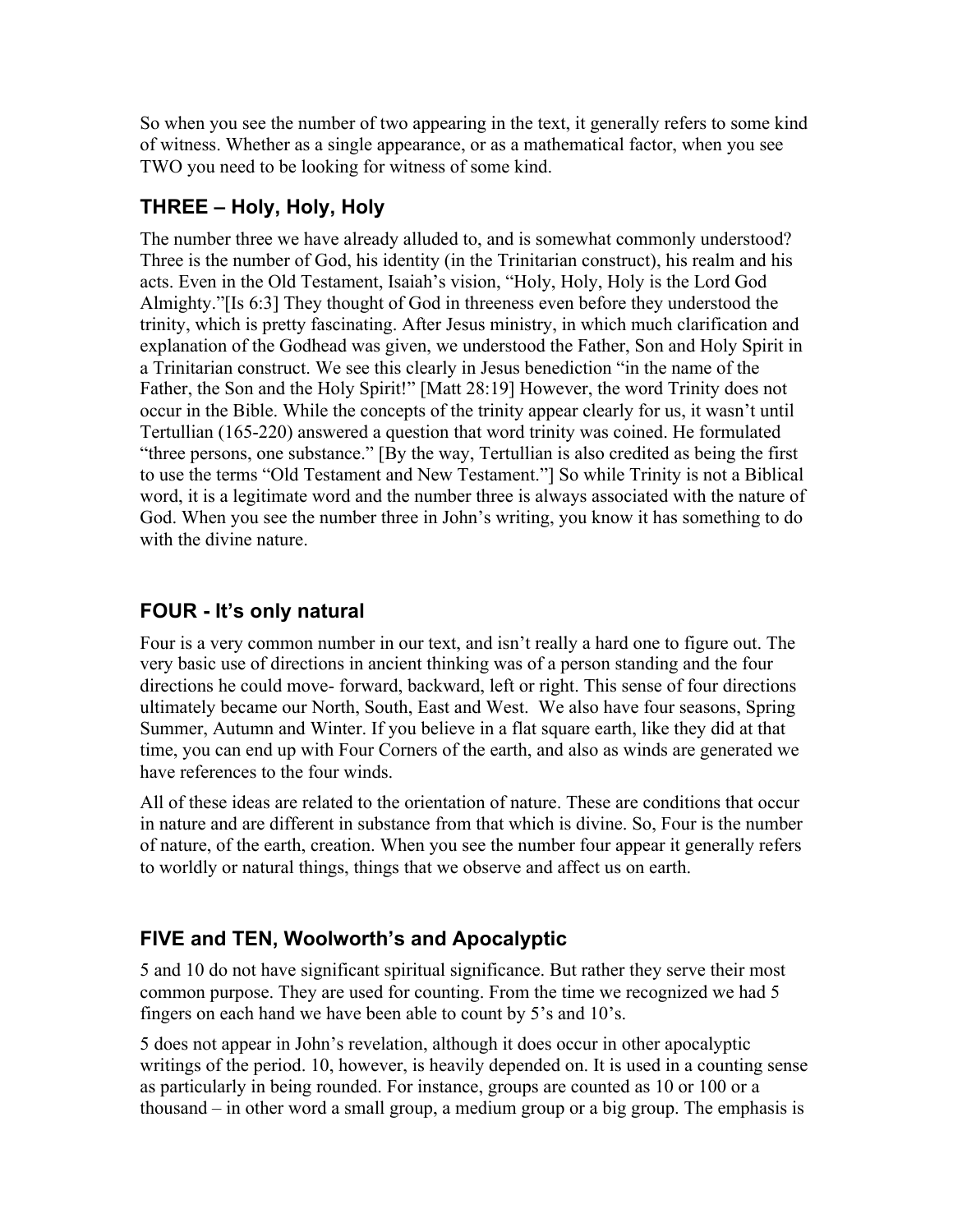So when you see the number of two appearing in the text, it generally refers to some kind of witness. Whether as a single appearance, or as a mathematical factor, when you see TWO you need to be looking for witness of some kind.

## THREE – Holy, Holy, Holy

The number three we have already alluded to, and is somewhat commonly understood? Three is the number of God, his identity (in the Trinitarian construct), his realm and his acts. Even in the Old Testament, Isaiah's vision, "Holy, Holy, Holy is the Lord God Almighty."[Is 6:3] They thought of God in threeness even before they understood the trinity, which is pretty fascinating. After Jesus ministry, in which much clarification and explanation of the Godhead was given, we understood the Father, Son and Holy Spirit in a Trinitarian construct. We see this clearly in Jesus benediction "in the name of the Father, the Son and the Holy Spirit!" [Matt 28:19] However, the word Trinity does not occur in the Bible. While the concepts of the trinity appear clearly for us, it wasn't until Tertullian (165-220) answered a question that word trinity was coined. He formulated "three persons, one substance." [By the way, Tertullian is also credited as being the first to use the terms "Old Testament and New Testament."] So while Trinity is not a Biblical word, it is a legitimate word and the number three is always associated with the nature of God. When you see the number three in John's writing, you know it has something to do with the divine nature.

## FOUR - It's only natural

Four is a very common number in our text, and isn't really a hard one to figure out. The very basic use of directions in ancient thinking was of a person standing and the four directions he could move- forward, backward, left or right. This sense of four directions ultimately became our North, South, East and West. We also have four seasons, Spring Summer, Autumn and Winter. If you believe in a flat square earth, like they did at that time, you can end up with Four Corners of the earth, and also as winds are generated we have references to the four winds.

All of these ideas are related to the orientation of nature. These are conditions that occur in nature and are different in substance from that which is divine. So, Four is the number of nature, of the earth, creation. When you see the number four appear it generally refers to worldly or natural things, things that we observe and affect us on earth.

## FIVE and TEN, Woolworth's and Apocalyptic

5 and 10 do not have significant spiritual significance. But rather they serve their most common purpose. They are used for counting. From the time we recognized we had 5 fingers on each hand we have been able to count by 5's and 10's.

5 does not appear in John's revelation, although it does occur in other apocalyptic writings of the period. 10, however, is heavily depended on. It is used in a counting sense as particularly in being rounded. For instance, groups are counted as 10 or 100 or a thousand – in other word a small group, a medium group or a big group. The emphasis is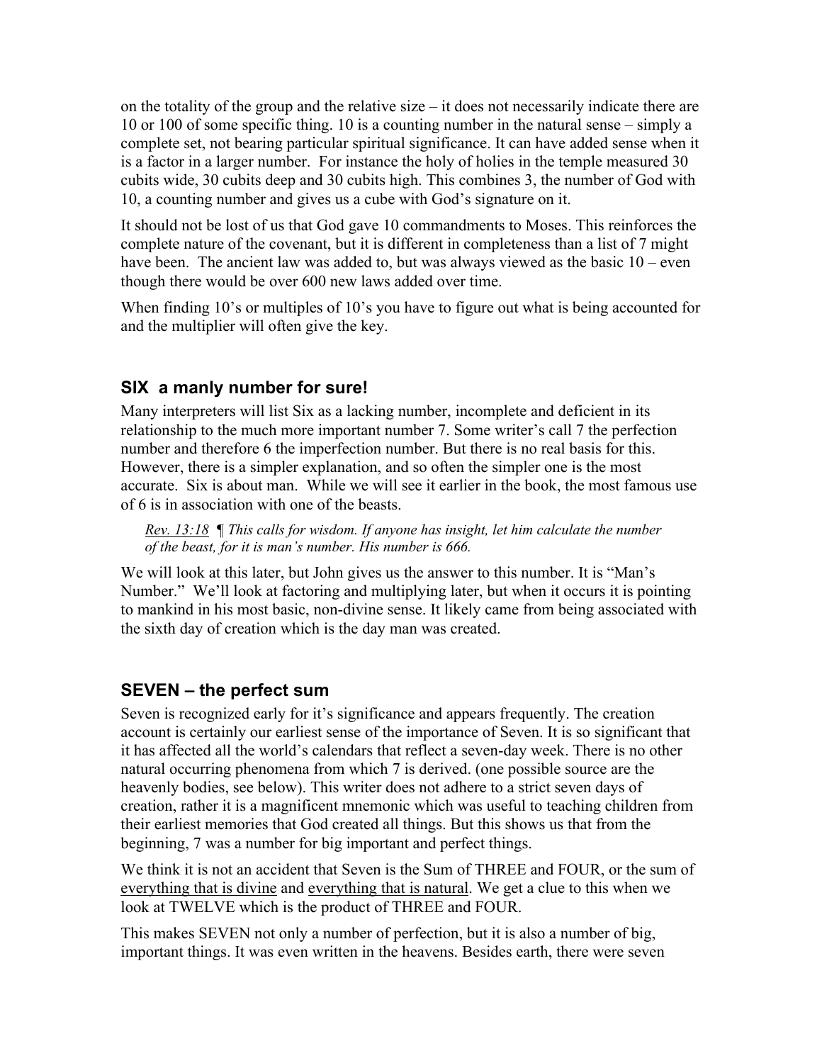on the totality of the group and the relative size – it does not necessarily indicate there are 10 or 100 of some specific thing. 10 is a counting number in the natural sense – simply a complete set, not bearing particular spiritual significance. It can have added sense when it is a factor in a larger number. For instance the holy of holies in the temple measured 30 cubits wide, 30 cubits deep and 30 cubits high. This combines 3, the number of God with 10, a counting number and gives us a cube with God's signature on it.

It should not be lost of us that God gave 10 commandments to Moses. This reinforces the complete nature of the covenant, but it is different in completeness than a list of 7 might have been. The ancient law was added to, but was always viewed as the basic 10 – even though there would be over 600 new laws added over time.

When finding 10's or multiples of 10's you have to figure out what is being accounted for and the multiplier will often give the key.

### SIX a manly number for sure!

Many interpreters will list Six as a lacking number, incomplete and deficient in its relationship to the much more important number 7. Some writer's call 7 the perfection number and therefore 6 the imperfection number. But there is no real basis for this. However, there is a simpler explanation, and so often the simpler one is the most accurate. Six is about man. While we will see it earlier in the book, the most famous use of 6 is in association with one of the beasts.

> *Rev. 13:18 ¶ This calls for wisdom. If anyone has insight, let him calculate the number of the beast, for it is man's number. His number is 666.*

We will look at this later, but John gives us the answer to this number. It is "Man's Number." We'll look at factoring and multiplying later, but when it occurs it is pointing to mankind in his most basic, non-divine sense. It likely came from being associated with the sixth day of creation which is the day man was created.

### SEVEN – the perfect sum

Seven is recognized early for it's significance and appears frequently. The creation account is certainly our earliest sense of the importance of Seven. It is so significant that it has affected all the world's calendars that reflect a seven-day week. There is no other natural occurring phenomena from which 7 is derived. (one possible source are the heavenly bodies, see below). This writer does not adhere to a strict seven days of creation, rather it is a magnificent mnemonic which was useful to teaching children from their earliest memories that God created all things. But this shows us that from the beginning, 7 was a number for big important and perfect things.

We think it is not an accident that Seven is the Sum of THREE and FOUR, or the sum of everything that is divine and everything that is natural. We get a clue to this when we look at TWELVE which is the product of THREE and FOUR.

This makes SEVEN not only a number of perfection, but it is also a number of big, important things. It was even written in the heavens. Besides earth, there were seven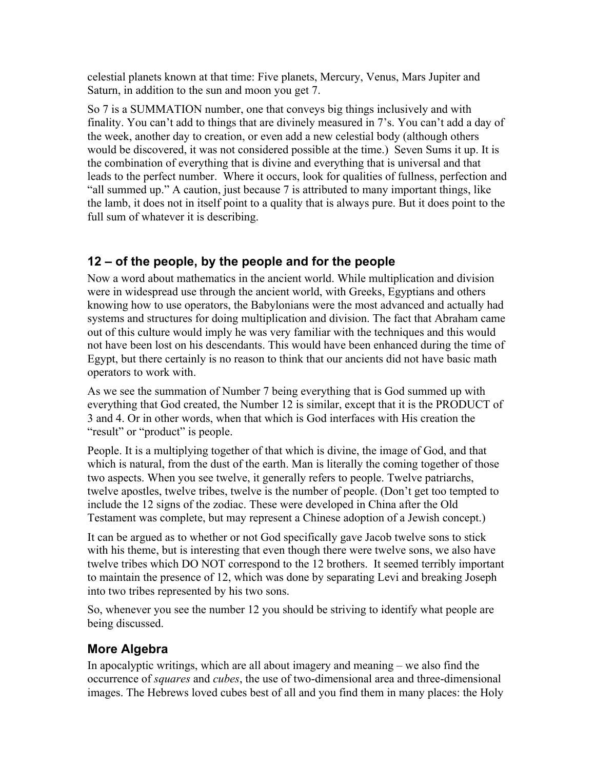celestial planets known at that time: Five planets, Mercury, Venus, Mars Jupiter and Saturn, in addition to the sun and moon you get 7.

So 7 is a SUMMATION number, one that conveys big things inclusively and with finality. You can't add to things that are divinely measured in 7's. You can't add a day of the week, another day to creation, or even add a new celestial body (although others would be discovered, it was not considered possible at the time.) Seven Sums it up. It is the combination of everything that is divine and everything that is universal and that leads to the perfect number. Where it occurs, look for qualities of fullness, perfection and "all summed up." A caution, just because 7 is attributed to many important things, like the lamb, it does not in itself point to a quality that is always pure. But it does point to the full sum of whatever it is describing.

## 12 – of the people, by the people and for the people

Now a word about mathematics in the ancient world. While multiplication and division were in widespread use through the ancient world, with Greeks, Egyptians and others knowing how to use operators, the Babylonians were the most advanced and actually had systems and structures for doing multiplication and division. The fact that Abraham came out of this culture would imply he was very familiar with the techniques and this would not have been lost on his descendants. This would have been enhanced during the time of Egypt, but there certainly is no reason to think that our ancients did not have basic math operators to work with.

As we see the summation of Number 7 being everything that is God summed up with everything that God created, the Number 12 is similar, except that it is the PRODUCT of 3 and 4. Or in other words, when that which is God interfaces with His creation the "result" or "product" is people.

People. It is a multiplying together of that which is divine, the image of God, and that which is natural, from the dust of the earth. Man is literally the coming together of those two aspects. When you see twelve, it generally refers to people. Twelve patriarchs, twelve apostles, twelve tribes, twelve is the number of people. (Don't get too tempted to include the 12 signs of the zodiac. These were developed in China after the Old Testament was complete, but may represent a Chinese adoption of a Jewish concept.)

It can be argued as to whether or not God specifically gave Jacob twelve sons to stick with his theme, but is interesting that even though there were twelve sons, we also have twelve tribes which DO NOT correspond to the 12 brothers. It seemed terribly important to maintain the presence of 12, which was done by separating Levi and breaking Joseph into two tribes represented by his two sons.

So, whenever you see the number 12 you should be striving to identify what people are being discussed.

## More Algebra

In apocalyptic writings, which are all about imagery and meaning – we also find the occurrence of *squares* and *cubes*, the use of two-dimensional area and three-dimensional images. The Hebrews loved cubes best of all and you find them in many places: the Holy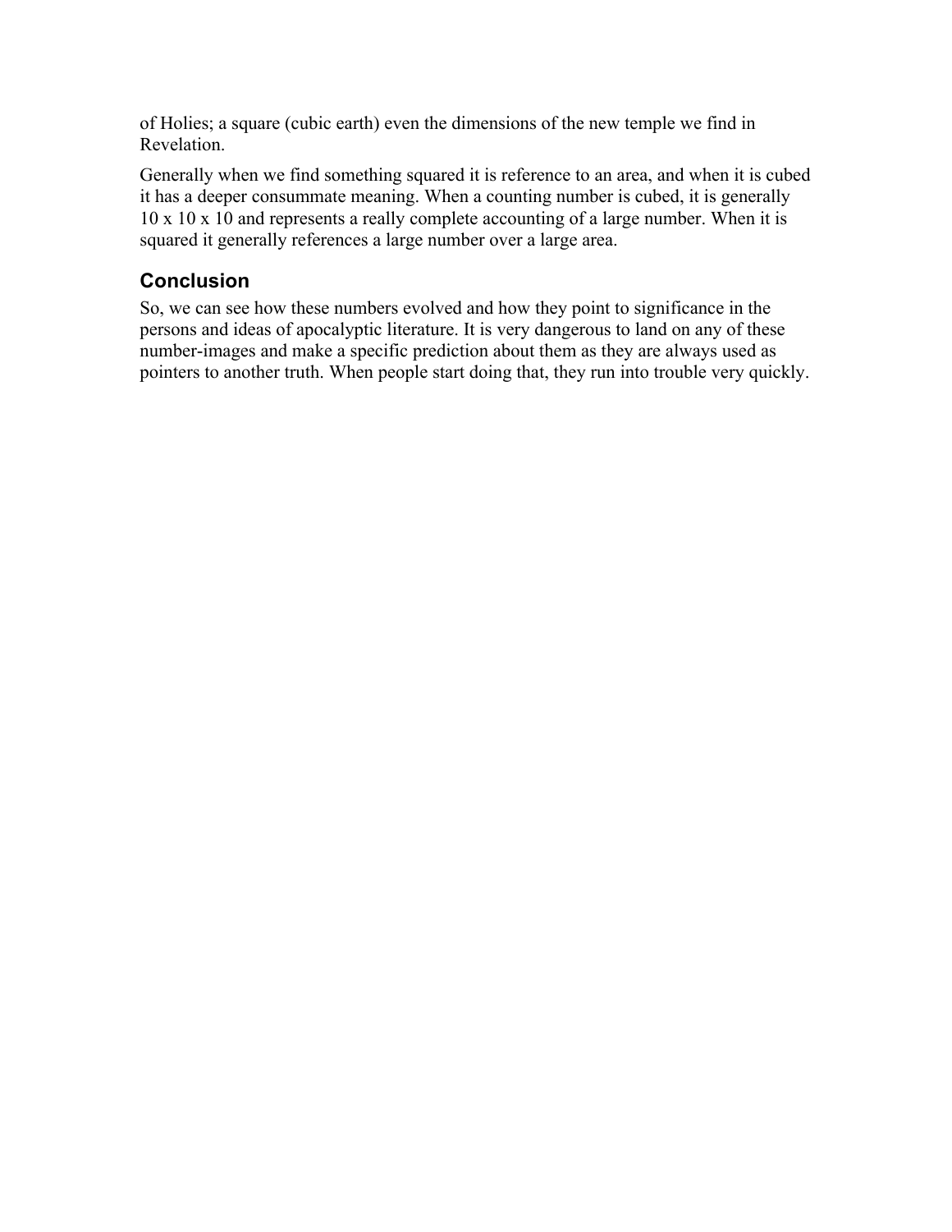of Holies; a square (cubic earth) even the dimensions of the new temple we find in Revelation.

Generally when we find something squared it is reference to an area, and when it is cubed it has a deeper consummate meaning. When a counting number is cubed, it is generally 10 x 10 x 10 and represents a really complete accounting of a large number. When it is squared it generally references a large number over a large area.

## Conclusion

So, we can see how these numbers evolved and how they point to significance in the persons and ideas of apocalyptic literature. It is very dangerous to land on any of these number-images and make a specific prediction about them as they are always used as pointers to another truth. When people start doing that, they run into trouble very quickly.